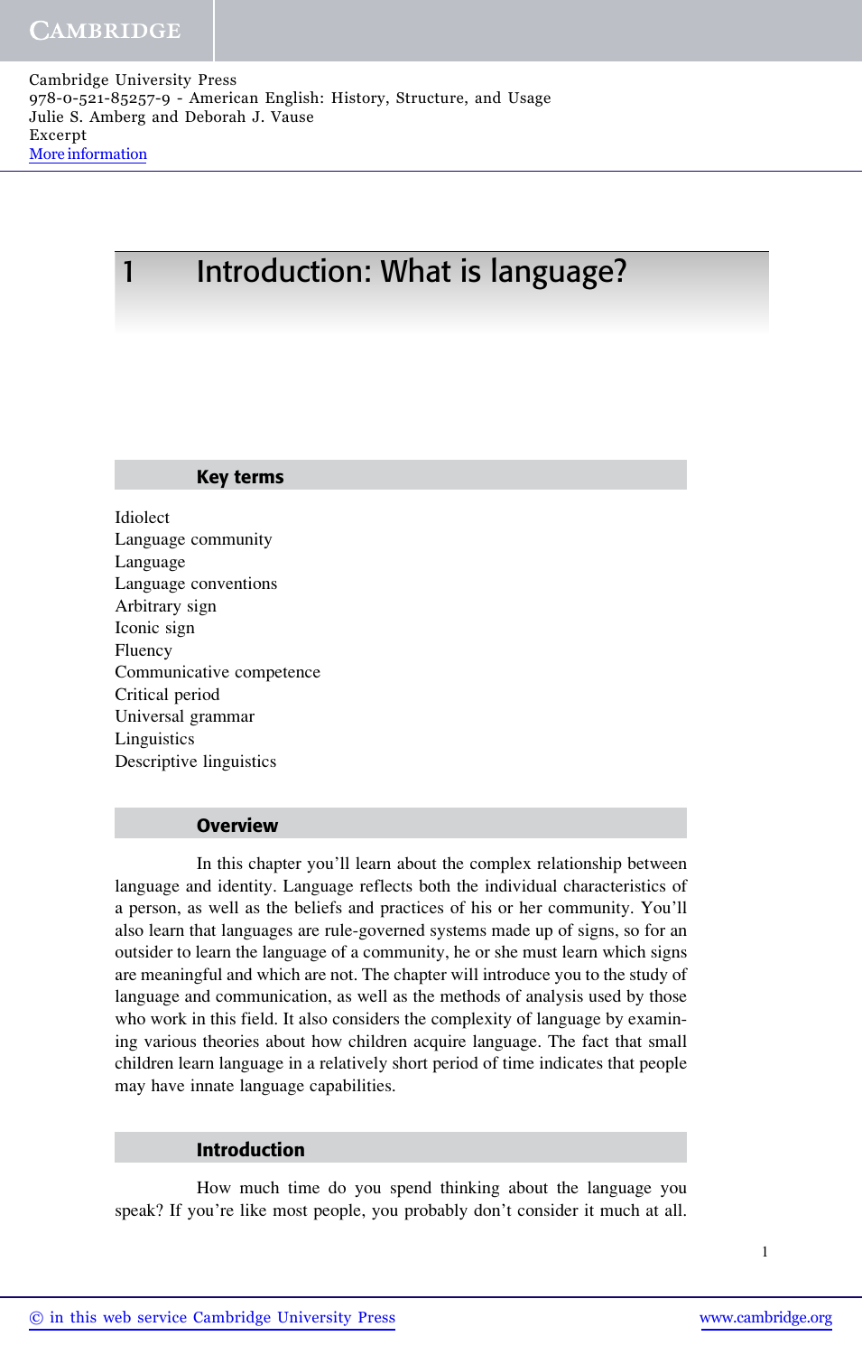# 1 Introduction: What is language?

## Key terms

Idiolect
Language community
Language
Language conventions
Arbitrary sign
Iconic sign
Fluency
Communicative competence
Critical period
Universal grammar
Linguistics
Descriptive linguistics

## Overview

In this chapter you'll learn about the complex relationship between language and identity. Language reflects both the individual characteristics of a person, as well as the beliefs and practices of his or her community. You'll also learn that languages are rule-governed systems made up of signs, so for an outsider to learn the language of a community, he or she must learn which signs are meaningful and which are not. The chapter will introduce you to the study of language and communication, as well as the methods of analysis used by those who work in this field. It also considers the complexity of language by examining various theories about how children acquire language. The fact that small children learn language in a relatively short period of time indicates that people may have innate language capabilities.

## Introduction

How much time do you spend thinking about the language you speak? If you're like most people, you probably don't consider it much at all.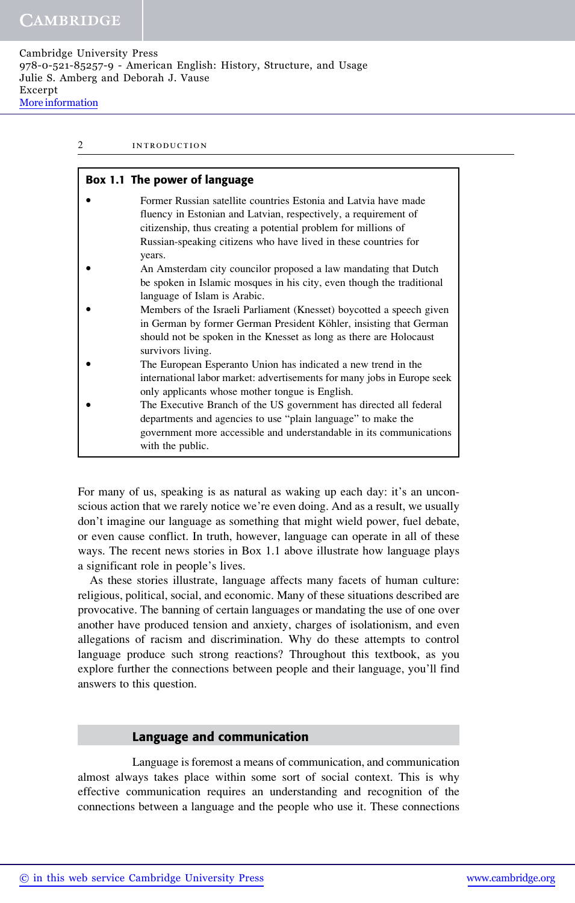**Box 1.1 The power of language**

- Former Russian satellite countries Estonia and Latvia have made fluency in Estonian and Latvian, respectively, a requirement of citizenship, thus creating a potential problem for millions of Russian-speaking citizens who have lived in these countries for years.
- An Amsterdam city councilor proposed a law mandating that Dutch be spoken in Islamic mosques in his city, even though the traditional language of Islam is Arabic.
- Members of the Israeli Parliament (Knesset) boycotted a speech given in German by former German President Köhler, insisting that German should not be spoken in the Knesset as long as there are Holocaust survivors living.
- The European Esperanto Union has indicated a new trend in the international labor market: advertisements for many jobs in Europe seek only applicants whose mother tongue is English.
- The Executive Branch of the US government has directed all federal departments and agencies to use "plain language" to make the government more accessible and understandable in its communications with the public.

For many of us, speaking is as natural as waking up each day: it's an unconscious action that we rarely notice we're even doing. And as a result, we usually don't imagine our language as something that might wield power, fuel debate, or even cause conflict. In truth, however, language can operate in all of these ways. The recent news stories in Box 1.1 above illustrate how language plays a significant role in people's lives.

As these stories illustrate, language affects many facets of human culture: religious, political, social, and economic. Many of these situations described are provocative. The banning of certain languages or mandating the use of one over another have produced tension and anxiety, charges of isolationism, and even allegations of racism and discrimination. Why do these attempts to control language produce such strong reactions? Throughout this textbook, as you explore further the connections between people and their language, you'll find answers to this question.

## Language and communication

Language is foremost a means of communication, and communication almost always takes place within some sort of social context. This is why effective communication requires an understanding and recognition of the connections between a language and the people who use it. These connections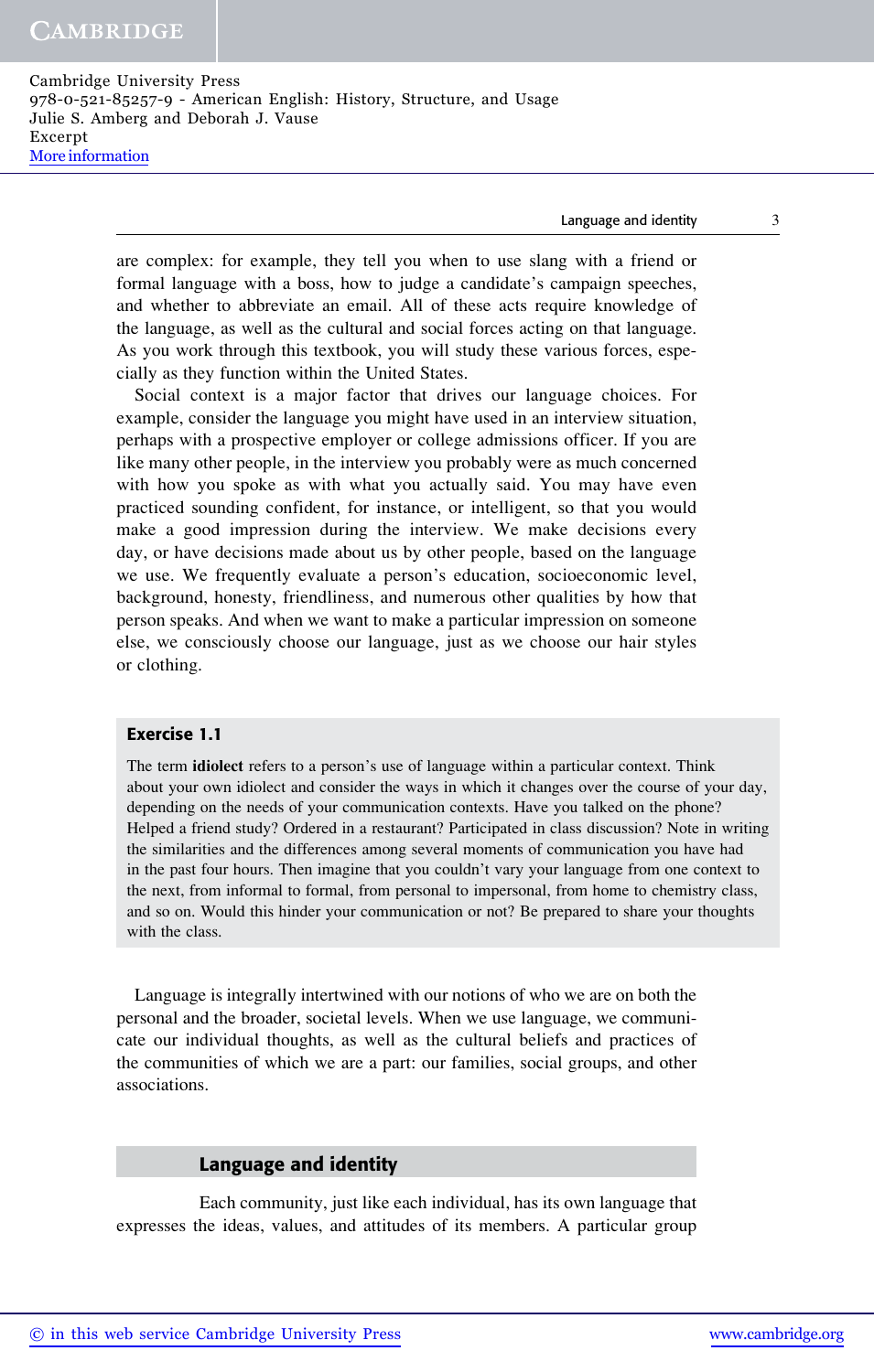are complex: for example, they tell you when to use slang with a friend or formal language with a boss, how to judge a candidate's campaign speeches, and whether to abbreviate an email. All of these acts require knowledge of the language, as well as the cultural and social forces acting on that language. As you work through this textbook, you will study these various forces, especially as they function within the United States.

Social context is a major factor that drives our language choices. For example, consider the language you might have used in an interview situation, perhaps with a prospective employer or college admissions officer. If you are like many other people, in the interview you probably were as much concerned with how you spoke as with what you actually said. You may have even practiced sounding confident, for instance, or intelligent, so that you would make a good impression during the interview. We make decisions every day, or have decisions made about us by other people, based on the language we use. We frequently evaluate a person's education, socioeconomic level, background, honesty, friendliness, and numerous other qualities by how that person speaks. And when we want to make a particular impression on someone else, we consciously choose our language, just as we choose our hair styles or clothing.

> **Exercise 1.1**
>
> The term **idiolect** refers to a person's use of language within a particular context. Think about your own idiolect and consider the ways in which it changes over the course of your day, depending on the needs of your communication contexts. Have you talked on the phone? Helped a friend study? Ordered in a restaurant? Participated in class discussion? Note in writing the similarities and the differences among several moments of communication you have had in the past four hours. Then imagine that you couldn't vary your language from one context to the next, from informal to formal, from personal to impersonal, from home to chemistry class, and so on. Would this hinder your communication or not? Be prepared to share your thoughts with the class.

Language is integrally intertwined with our notions of who we are on both the personal and the broader, societal levels. When we use language, we communicate our individual thoughts, as well as the cultural beliefs and practices of the communities of which we are a part: our families, social groups, and other associations.

## Language and identity

Each community, just like each individual, has its own language that expresses the ideas, values, and attitudes of its members. A particular group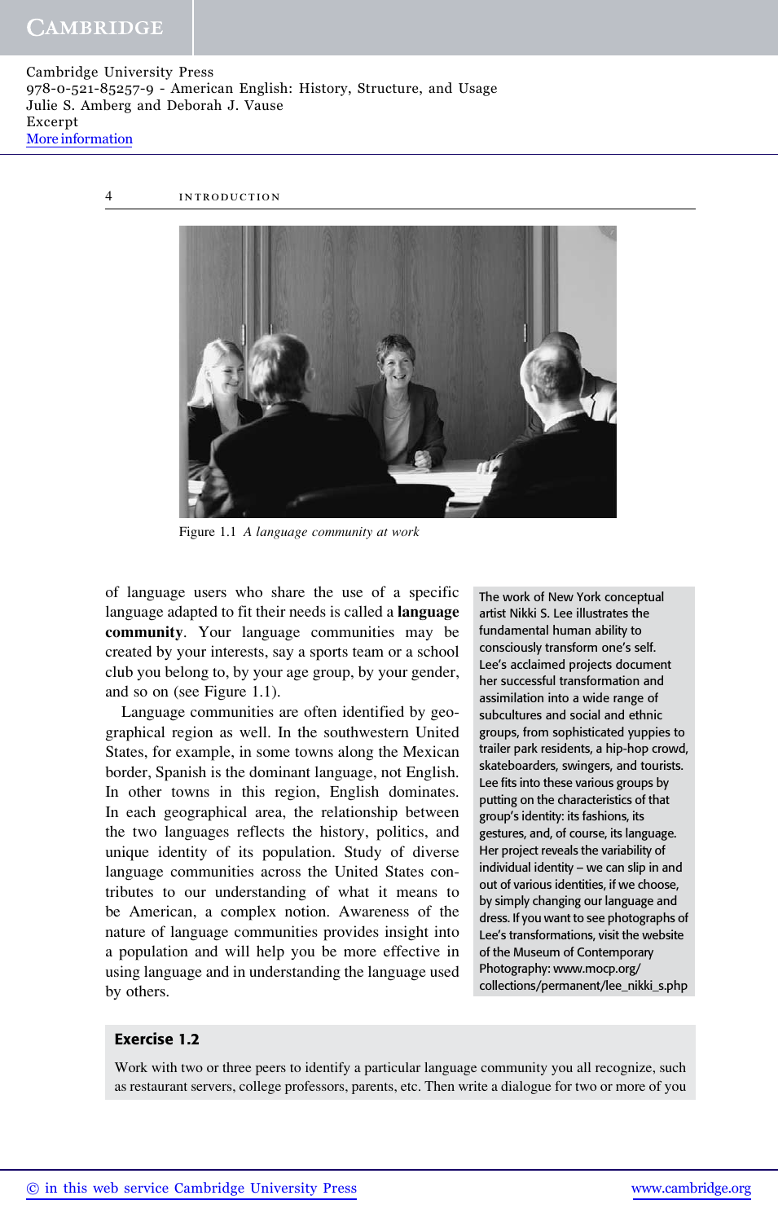Figure 1.1 *A language community at work*

of language users who share the use of a specific language adapted to fit their needs is called a **language community**. Your language communities may be created by your interests, say a sports team or a school club you belong to, by your age group, by your gender, and so on (see Figure 1.1).

Language communities are often identified by geographical region as well. In the southwestern United States, for example, in some towns along the Mexican border, Spanish is the dominant language, not English. In other towns in this region, English dominates. In each geographical area, the relationship between the two languages reflects the history, politics, and unique identity of its population. Study of diverse language communities across the United States contributes to our understanding of what it means to be American, a complex notion. Awareness of the nature of language communities provides insight into a population and will help you be more effective in using language and in understanding the language used by others.

> The work of New York conceptual artist Nikki S. Lee illustrates the fundamental human ability to consciously transform one's self. Lee's acclaimed projects document her successful transformation and assimilation into a wide range of subcultures and social and ethnic groups, from sophisticated yuppies to trailer park residents, a hip-hop crowd, skateboarders, swingers, and tourists. Lee fits into these various groups by putting on the characteristics of that group's identity: its fashions, its gestures, and, of course, its language. Her project reveals the variability of individual identity – we can slip in and out of various identities, if we choose, by simply changing our language and dress. If you want to see photographs of Lee's transformations, visit the website of the Museum of Contemporary Photography: www.mocp.org/collections/permanent/lee_nikki_s.php

### Exercise 1.2

Work with two or three peers to identify a particular language community you all recognize, such as restaurant servers, college professors, parents, etc. Then write a dialogue for two or more of you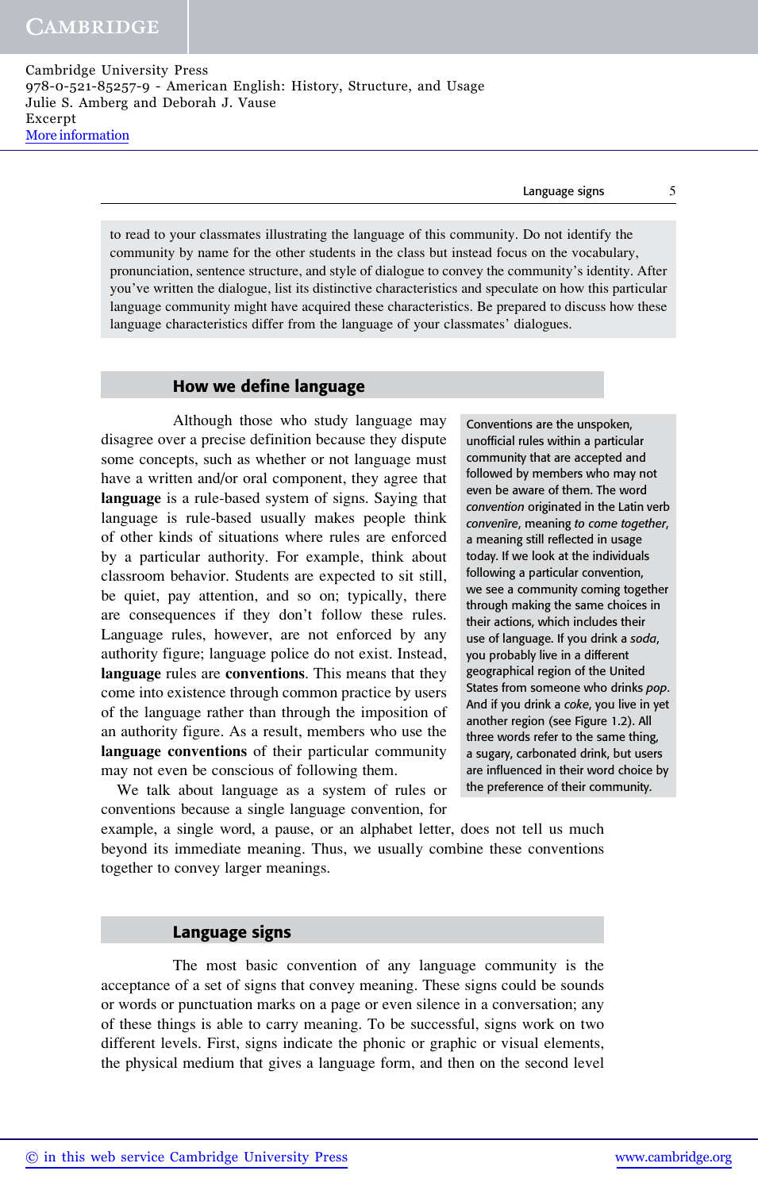to read to your classmates illustrating the language of this community. Do not identify the community by name for the other students in the class but instead focus on the vocabulary, pronunciation, sentence structure, and style of dialogue to convey the community's identity. After you've written the dialogue, list its distinctive characteristics and speculate on how this particular language community might have acquired these characteristics. Be prepared to discuss how these language characteristics differ from the language of your classmates' dialogues.

## How we define language

Although those who study language may disagree over a precise definition because they dispute some concepts, such as whether or not language must have a written and/or oral component, they agree that **language** is a rule-based system of signs. Saying that language is rule-based usually makes people think of other kinds of situations where rules are enforced by a particular authority. For example, think about classroom behavior. Students are expected to sit still, be quiet, pay attention, and so on; typically, there are consequences if they don't follow these rules. Language rules, however, are not enforced by any authority figure; language police do not exist. Instead, **language** rules are **conventions**. This means that they come into existence through common practice by users of the language rather than through the imposition of an authority figure. As a result, members who use the **language conventions** of their particular community may not even be conscious of following them.

Conventions are the unspoken, unofficial rules within a particular community that are accepted and followed by members who may not even be aware of them. The word *convention* originated in the Latin verb *convenīre*, meaning *to come together*, a meaning still reflected in usage today. If we look at the individuals following a particular convention, we see a community coming together through making the same choices in their actions, which includes their use of language. If you drink a *soda*, you probably live in a different geographical region of the United States from someone who drinks *pop*. And if you drink a *coke*, you live in yet another region (see Figure 1.2). All three words refer to the same thing, a sugary, carbonated drink, but users are influenced in their word choice by the preference of their community.

We talk about language as a system of rules or conventions because a single language convention, for example, a single word, a pause, or an alphabet letter, does not tell us much beyond its immediate meaning. Thus, we usually combine these conventions together to convey larger meanings.

## Language signs

The most basic convention of any language community is the acceptance of a set of signs that convey meaning. These signs could be sounds or words or punctuation marks on a page or even silence in a conversation; any of these things is able to carry meaning. To be successful, signs work on two different levels. First, signs indicate the phonic or graphic or visual elements, the physical medium that gives a language form, and then on the second level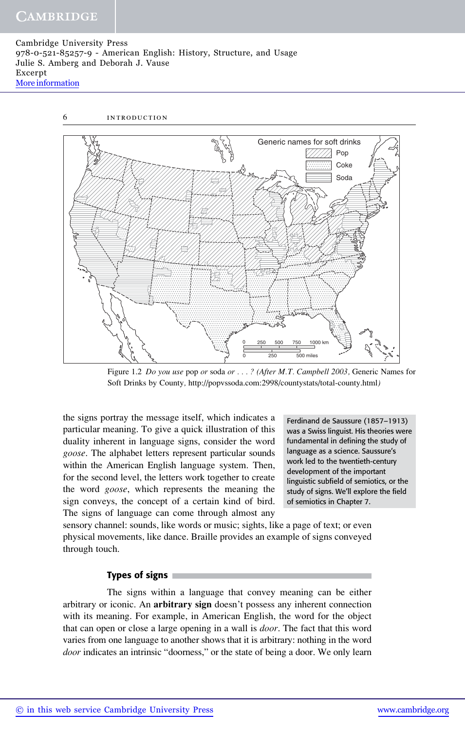Figure 1.2 *Do you use* pop *or* soda *or . . . ? (After M.T. Campbell 2003,* Generic Names for Soft Drinks by County, http://popvssoda.com:2998/countystats/total-county.html*)*

the signs portray the message itself, which indicates a particular meaning. To give a quick illustration of this duality inherent in language signs, consider the word *goose*. The alphabet letters represent particular sounds within the American English language system. Then, for the second level, the letters work together to create the word *goose*, which represents the meaning the sign conveys, the concept of a certain kind of bird. The signs of language can come through almost any sensory channel: sounds, like words or music; sights, like a page of text; or even physical movements, like dance. Braille provides an example of signs conveyed through touch.

> Ferdinand de Saussure (1857–1913) was a Swiss linguist. His theories were fundamental in defining the study of language as a science. Saussure's work led to the twentieth-century development of the important linguistic subfield of semiotics, or the study of signs. We'll explore the field of semiotics in Chapter 7.

## Types of signs

The signs within a language that convey meaning can be either arbitrary or iconic. An **arbitrary sign** doesn't possess any inherent connection with its meaning. For example, in American English, the word for the object that can open or close a large opening in a wall is *door*. The fact that this word varies from one language to another shows that it is arbitrary: nothing in the word *door* indicates an intrinsic "doorness," or the state of being a door. We only learn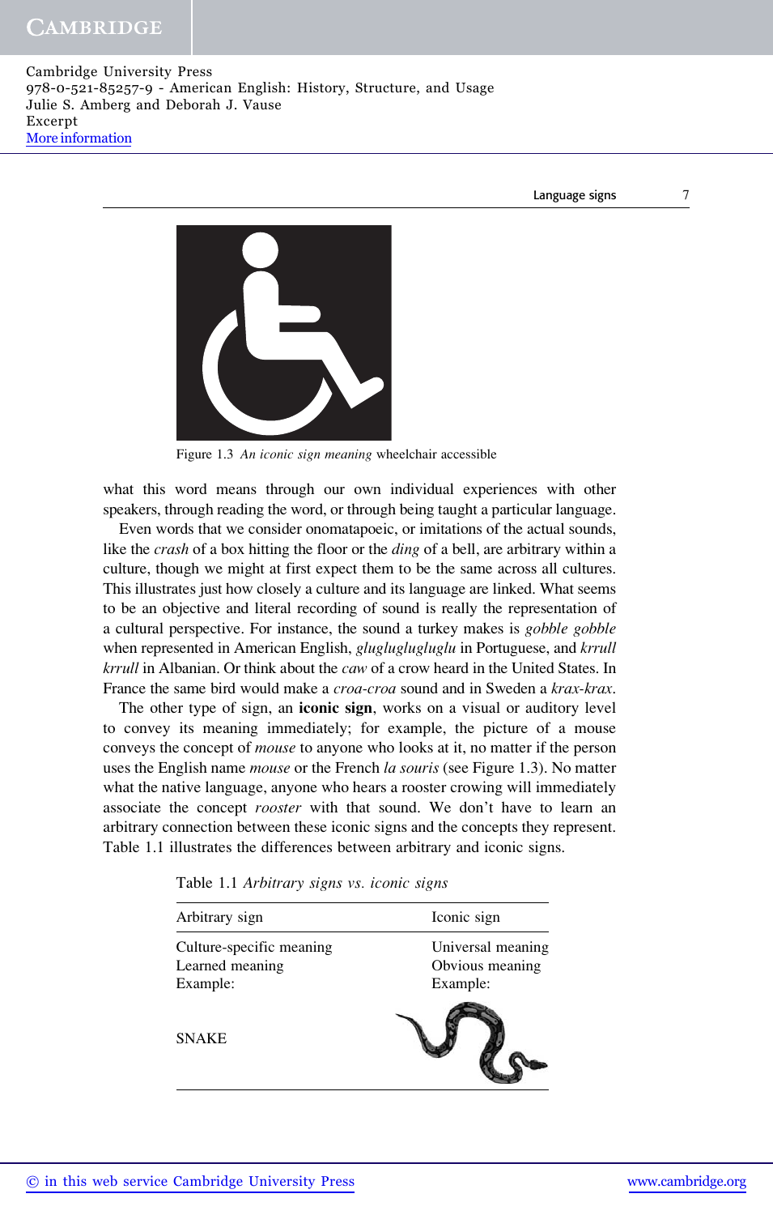Figure 1.3 *An iconic sign meaning* wheelchair accessible

what this word means through our own individual experiences with other speakers, through reading the word, or through being taught a particular language.

Even words that we consider onomatapoeic, or imitations of the actual sounds, like the *crash* of a box hitting the floor or the *ding* of a bell, are arbitrary within a culture, though we might at first expect them to be the same across all cultures. This illustrates just how closely a culture and its language are linked. What seems to be an objective and literal recording of sound is really the representation of a cultural perspective. For instance, the sound a turkey makes is *gobble gobble* when represented in American English, *gluglugluglu* in Portuguese, and *krrull krrull* in Albanian. Or think about the *caw* of a crow heard in the United States. In France the same bird would make a *croa-croa* sound and in Sweden a *krax-krax*.

The other type of sign, an **iconic sign**, works on a visual or auditory level to convey its meaning immediately; for example, the picture of a mouse conveys the concept of *mouse* to anyone who looks at it, no matter if the person uses the English name *mouse* or the French *la souris* (see Figure 1.3). No matter what the native language, anyone who hears a rooster crowing will immediately associate the concept *rooster* with that sound. We don't have to learn an arbitrary connection between these iconic signs and the concepts they represent. Table 1.1 illustrates the differences between arbitrary and iconic signs.

Table 1.1 *Arbitrary signs vs. iconic signs*

| Arbitrary sign | Iconic sign |
|---|---|
| Culture-specific meaning | Universal meaning |
| Learned meaning | Obvious meaning |
| Example: | Example: |
| SNAKE | |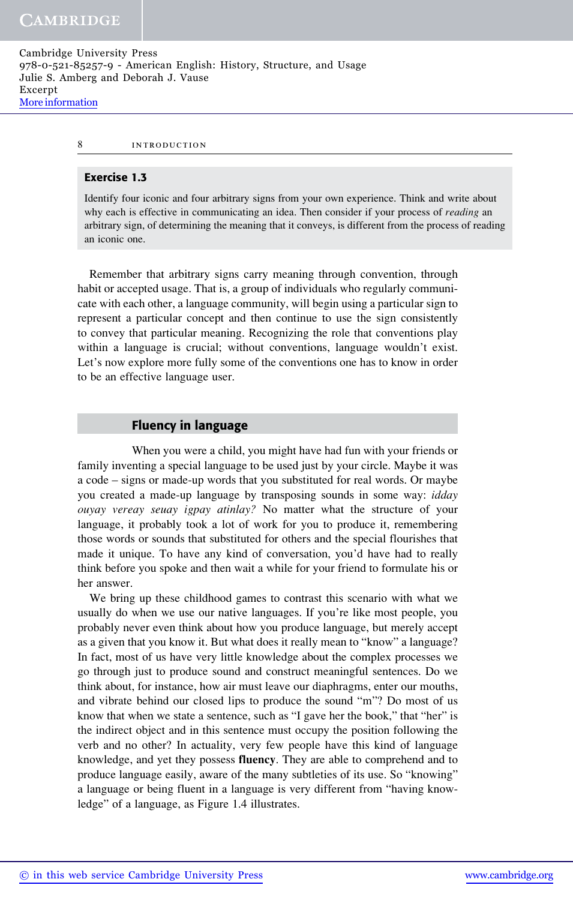**Exercise 1.3**

Identify four iconic and four arbitrary signs from your own experience. Think and write about why each is effective in communicating an idea. Then consider if your process of *reading* an arbitrary sign, of determining the meaning that it conveys, is different from the process of reading an iconic one.

Remember that arbitrary signs carry meaning through convention, through habit or accepted usage. That is, a group of individuals who regularly communicate with each other, a language community, will begin using a particular sign to represent a particular concept and then continue to use the sign consistently to convey that particular meaning. Recognizing the role that conventions play within a language is crucial; without conventions, language wouldn't exist. Let's now explore more fully some of the conventions one has to know in order to be an effective language user.

## Fluency in language

When you were a child, you might have had fun with your friends or family inventing a special language to be used just by your circle. Maybe it was a code – signs or made-up words that you substituted for real words. Or maybe you created a made-up language by transposing sounds in some way: *idday ouyay vereay seuay igpay atinlay?* No matter what the structure of your language, it probably took a lot of work for you to produce it, remembering those words or sounds that substituted for others and the special flourishes that made it unique. To have any kind of conversation, you'd have had to really think before you spoke and then wait a while for your friend to formulate his or her answer.

We bring up these childhood games to contrast this scenario with what we usually do when we use our native languages. If you're like most people, you probably never even think about how you produce language, but merely accept as a given that you know it. But what does it really mean to "know" a language? In fact, most of us have very little knowledge about the complex processes we go through just to produce sound and construct meaningful sentences. Do we think about, for instance, how air must leave our diaphragms, enter our mouths, and vibrate behind our closed lips to produce the sound "m"? Do most of us know that when we state a sentence, such as "I gave her the book," that "her" is the indirect object and in this sentence must occupy the position following the verb and no other? In actuality, very few people have this kind of language knowledge, and yet they possess **fluency**. They are able to comprehend and to produce language easily, aware of the many subtleties of its use. So "knowing" a language or being fluent in a language is very different from "having knowledge" of a language, as Figure 1.4 illustrates.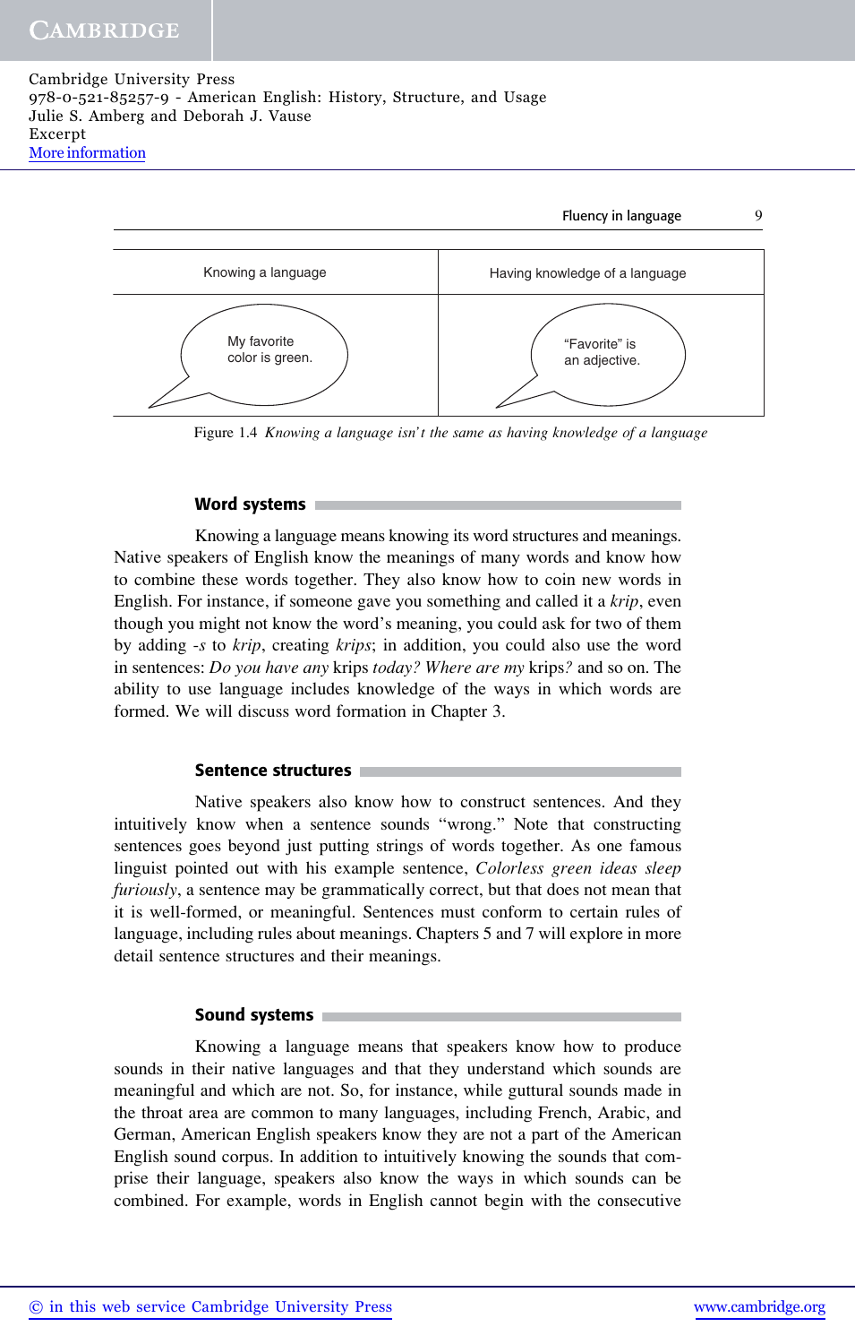| Knowing a language | Having knowledge of a language |
|---|---|
| My favorite color is green. | "Favorite" is an adjective. |

Figure 1.4 *Knowing a language isn't the same as having knowledge of a language*

## Word systems

Knowing a language means knowing its word structures and meanings. Native speakers of English know the meanings of many words and know how to combine these words together. They also know how to coin new words in English. For instance, if someone gave you something and called it a *krip*, even though you might not know the word's meaning, you could ask for two of them by adding *-s* to *krip*, creating *krips*; in addition, you could also use the word in sentences: *Do you have any* krips *today? Where are my* krips*?* and so on. The ability to use language includes knowledge of the ways in which words are formed. We will discuss word formation in Chapter 3.

## Sentence structures

Native speakers also know how to construct sentences. And they intuitively know when a sentence sounds "wrong." Note that constructing sentences goes beyond just putting strings of words together. As one famous linguist pointed out with his example sentence, *Colorless green ideas sleep furiously*, a sentence may be grammatically correct, but that does not mean that it is well-formed, or meaningful. Sentences must conform to certain rules of language, including rules about meanings. Chapters 5 and 7 will explore in more detail sentence structures and their meanings.

## Sound systems

Knowing a language means that speakers know how to produce sounds in their native languages and that they understand which sounds are meaningful and which are not. So, for instance, while guttural sounds made in the throat area are common to many languages, including French, Arabic, and German, American English speakers know they are not a part of the American English sound corpus. In addition to intuitively knowing the sounds that comprise their language, speakers also know the ways in which sounds can be combined. For example, words in English cannot begin with the consecutive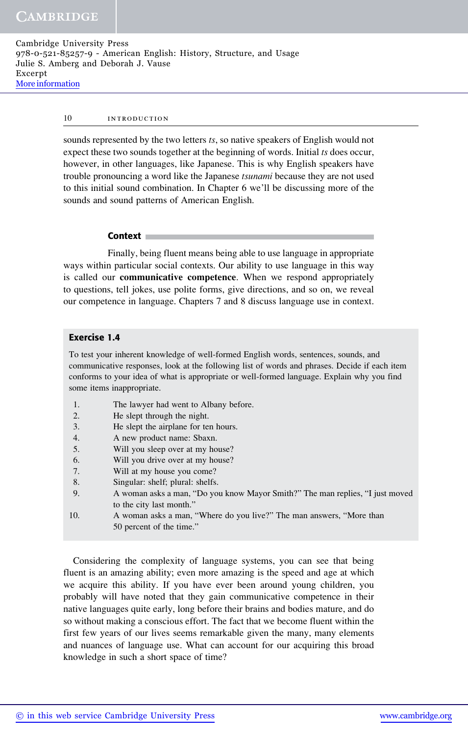sounds represented by the two letters *ts*, so native speakers of English would not expect these two sounds together at the beginning of words. Initial *ts* does occur, however, in other languages, like Japanese. This is why English speakers have trouble pronouncing a word like the Japanese *tsunami* because they are not used to this initial sound combination. In Chapter 6 we'll be discussing more of the sounds and sound patterns of American English.

### Context

Finally, being fluent means being able to use language in appropriate ways within particular social contexts. Our ability to use language in this way is called our **communicative competence**. When we respond appropriately to questions, tell jokes, use polite forms, give directions, and so on, we reveal our competence in language. Chapters 7 and 8 discuss language use in context.

> **Exercise 1.4**
>
> To test your inherent knowledge of well-formed English words, sentences, sounds, and communicative responses, look at the following list of words and phrases. Decide if each item conforms to your idea of what is appropriate or well-formed language. Explain why you find some items inappropriate.
>
> 1. The lawyer had went to Albany before.
> 2. He slept through the night.
> 3. He slept the airplane for ten hours.
> 4. A new product name: Sbaxn.
> 5. Will you sleep over at my house?
> 6. Will you drive over at my house?
> 7. Will at my house you come?
> 8. Singular: shelf; plural: shelfs.
> 9. A woman asks a man, "Do you know Mayor Smith?" The man replies, "I just moved to the city last month."
> 10. A woman asks a man, "Where do you live?" The man answers, "More than 50 percent of the time."

Considering the complexity of language systems, you can see that being fluent is an amazing ability; even more amazing is the speed and age at which we acquire this ability. If you have ever been around young children, you probably will have noted that they gain communicative competence in their native languages quite early, long before their brains and bodies mature, and do so without making a conscious effort. The fact that we become fluent within the first few years of our lives seems remarkable given the many, many elements and nuances of language use. What can account for our acquiring this broad knowledge in such a short space of time?